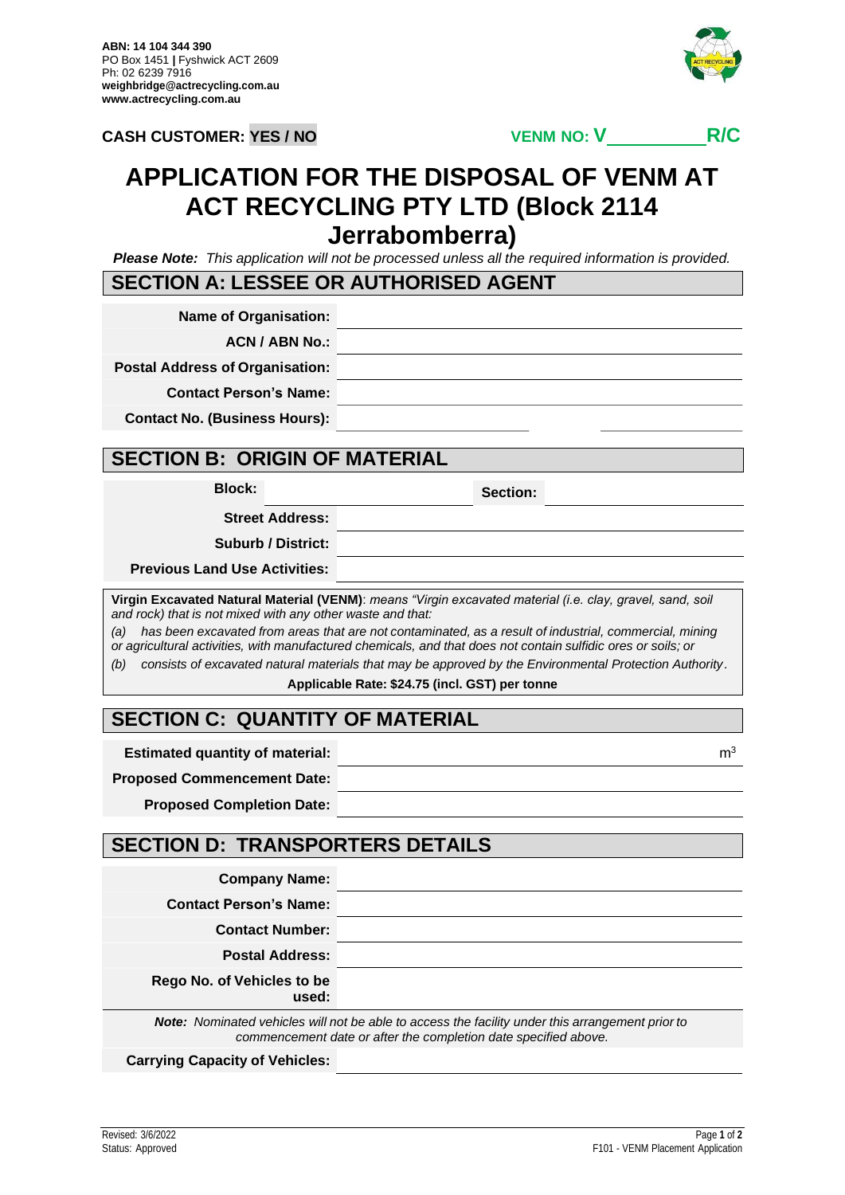**ABN: 14 104 344 390**
PO Box 1451 **|** Fyshwick ACT 2609
Ph: 02 6239 7916
**weighbridge@actrecycling.com.au**
**www.actrecycling.com.au**

**CASH CUSTOMER: YES / NO** **VENM NO: V__________R/C**

# APPLICATION FOR THE DISPOSAL OF VENM AT ACT RECYCLING PTY LTD (Block 2114 Jerrabomberra)

***Please Note:*** *This application will not be processed unless all the required information is provided.*

## SECTION A: LESSEE OR AUTHORISED AGENT

| | |
|---|---|
| **Name of Organisation:** | |
| **ACN / ABN No.:** | |
| **Postal Address of Organisation:** | |
| **Contact Person's Name:** | |
| **Contact No. (Business Hours):** | |

## SECTION B: ORIGIN OF MATERIAL

| | | | |
|---|---|---|---|
| **Block:** | | **Section:** | |
| **Street Address:** | | | |
| **Suburb / District:** | | | |
| **Previous Land Use Activities:** | | | |

**Virgin Excavated Natural Material (VENM)**: *means "Virgin excavated material (i.e. clay, gravel, sand, soil and rock) that is not mixed with any other waste and that:*

*(a) has been excavated from areas that are not contaminated, as a result of industrial, commercial, mining or agricultural activities, with manufactured chemicals, and that does not contain sulfidic ores or soils; or*

*(b) consists of excavated natural materials that may be approved by the Environmental Protection Authority.*

**Applicable Rate: $24.75 (incl. GST) per tonne**

## SECTION C: QUANTITY OF MATERIAL

| | |
|---|---|
| **Estimated quantity of material:** | $m^3$ |
| **Proposed Commencement Date:** | |
| **Proposed Completion Date:** | |

## SECTION D: TRANSPORTERS DETAILS

| | |
|---|---|
| **Company Name:** | |
| **Contact Person's Name:** | |
| **Contact Number:** | |
| **Postal Address:** | |
| **Rego No. of Vehicles to be used:** | |

***Note:*** *Nominated vehicles will not be able to access the facility under this arrangement prior to commencement date or after the completion date specified above.*

| | |
|---|---|
| **Carrying Capacity of Vehicles:** | |

Revised: 3/6/2022
Status: Approved

F101 - VENM Placement Application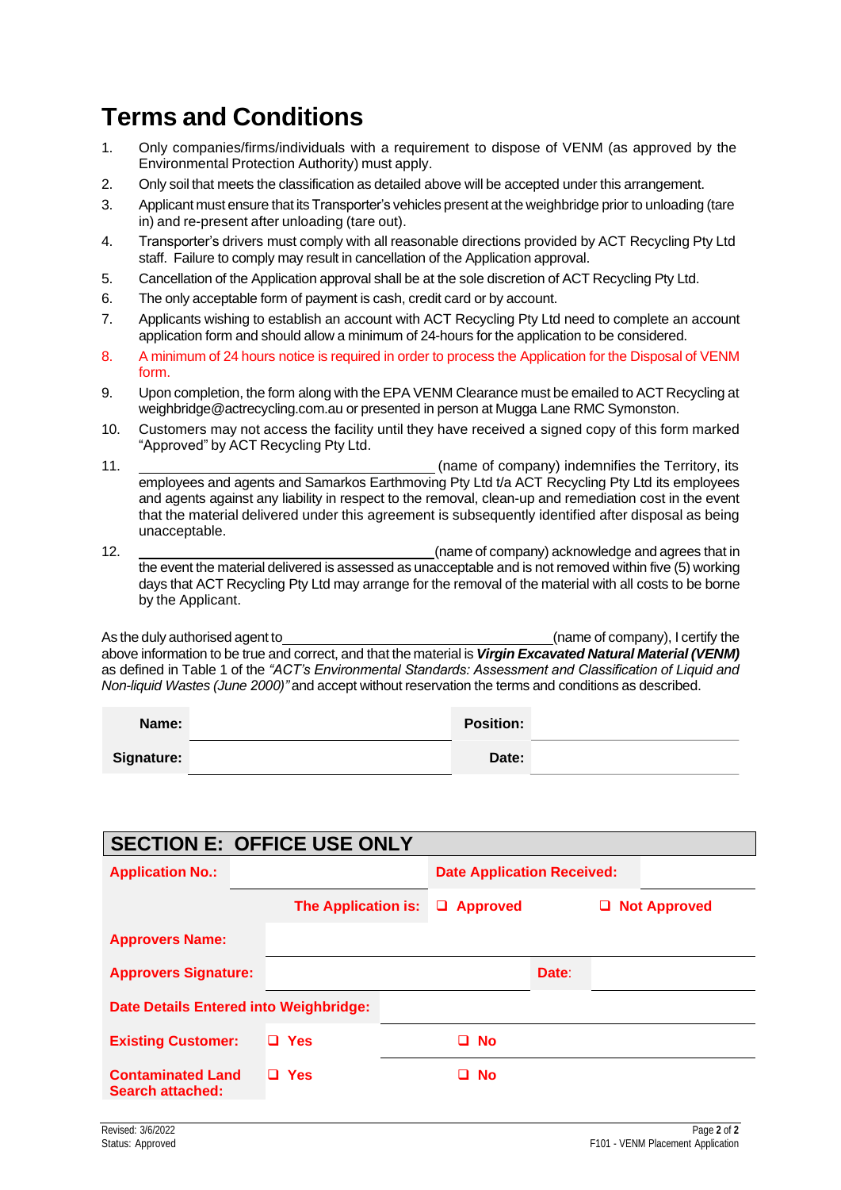# Terms and Conditions

1. Only companies/firms/individuals with a requirement to dispose of VENM (as approved by the Environmental Protection Authority) must apply.
2. Only soil that meets the classification as detailed above will be accepted under this arrangement.
3. Applicant must ensure that its Transporter's vehicles present at the weighbridge prior to unloading (tare in) and re-present after unloading (tare out).
4. Transporter's drivers must comply with all reasonable directions provided by ACT Recycling Pty Ltd staff. Failure to comply may result in cancellation of the Application approval.
5. Cancellation of the Application approval shall be at the sole discretion of ACT Recycling Pty Ltd.
6. The only acceptable form of payment is cash, credit card or by account.
7. Applicants wishing to establish an account with ACT Recycling Pty Ltd need to complete an account application form and should allow a minimum of 24-hours for the application to be considered.
8. A minimum of 24 hours notice is required in order to process the Application for the Disposal of VENM form.
9. Upon completion, the form along with the EPA VENM Clearance must be emailed to ACT Recycling at weighbridge@actrecycling.com.au or presented in person at Mugga Lane RMC Symonston.
10. Customers may not access the facility until they have received a signed copy of this form marked "Approved" by ACT Recycling Pty Ltd.
11. \_\_\_\_\_\_\_\_\_\_\_\_\_\_\_\_\_\_\_\_\_\_\_\_\_\_\_\_\_\_\_\_\_\_\_\_ (name of company) indemnifies the Territory, its employees and agents and Samarkos Earthmoving Pty Ltd t/a ACT Recycling Pty Ltd its employees and agents against any liability in respect to the removal, clean-up and remediation cost in the event that the material delivered under this agreement is subsequently identified after disposal as being unacceptable.
12. \_\_\_\_\_\_\_\_\_\_\_\_\_\_\_\_\_\_\_\_\_\_\_\_\_\_\_\_\_\_\_\_\_\_\_\_ (name of company) acknowledge and agrees that in the event the material delivered is assessed as unacceptable and is not removed within five (5) working days that ACT Recycling Pty Ltd may arrange for the removal of the material with all costs to be borne by the Applicant.

As the duly authorised agent to \_\_\_\_\_\_\_\_\_\_\_\_\_\_\_\_\_\_\_\_\_\_\_\_\_\_\_\_\_\_\_\_\_\_\_\_ (name of company), I certify the above information to be true and correct, and that the material is ***Virgin Excavated Natural Material (VENM)*** as defined in Table 1 of the *"ACT's Environmental Standards: Assessment and Classification of Liquid and Non-liquid Wastes (June 2000)"* and accept without reservation the terms and conditions as described.

| | | | |
|---|---|---|---|
| **Name:** | | **Position:** | |
| **Signature:** | | **Date:** | |

## SECTION E: OFFICE USE ONLY

| | | | |
|---|---|---|---|
| **Application No.:** | | **Date Application Received:** | |
| **The Application is:** | ❑ **Approved** | ❑ **Not Approved** | |
| **Approvers Name:** | | | |
| **Approvers Signature:** | | **Date:** | |
| **Date Details Entered into Weighbridge:** | | | |
| **Existing Customer:** | ❑ **Yes** | ❑ **No** | |
| **Contaminated Land Search attached:** | ❑ **Yes** | ❑ **No** | |

Revised: 3/6/2022
Status: Approved

F101 - VENM Placement Application